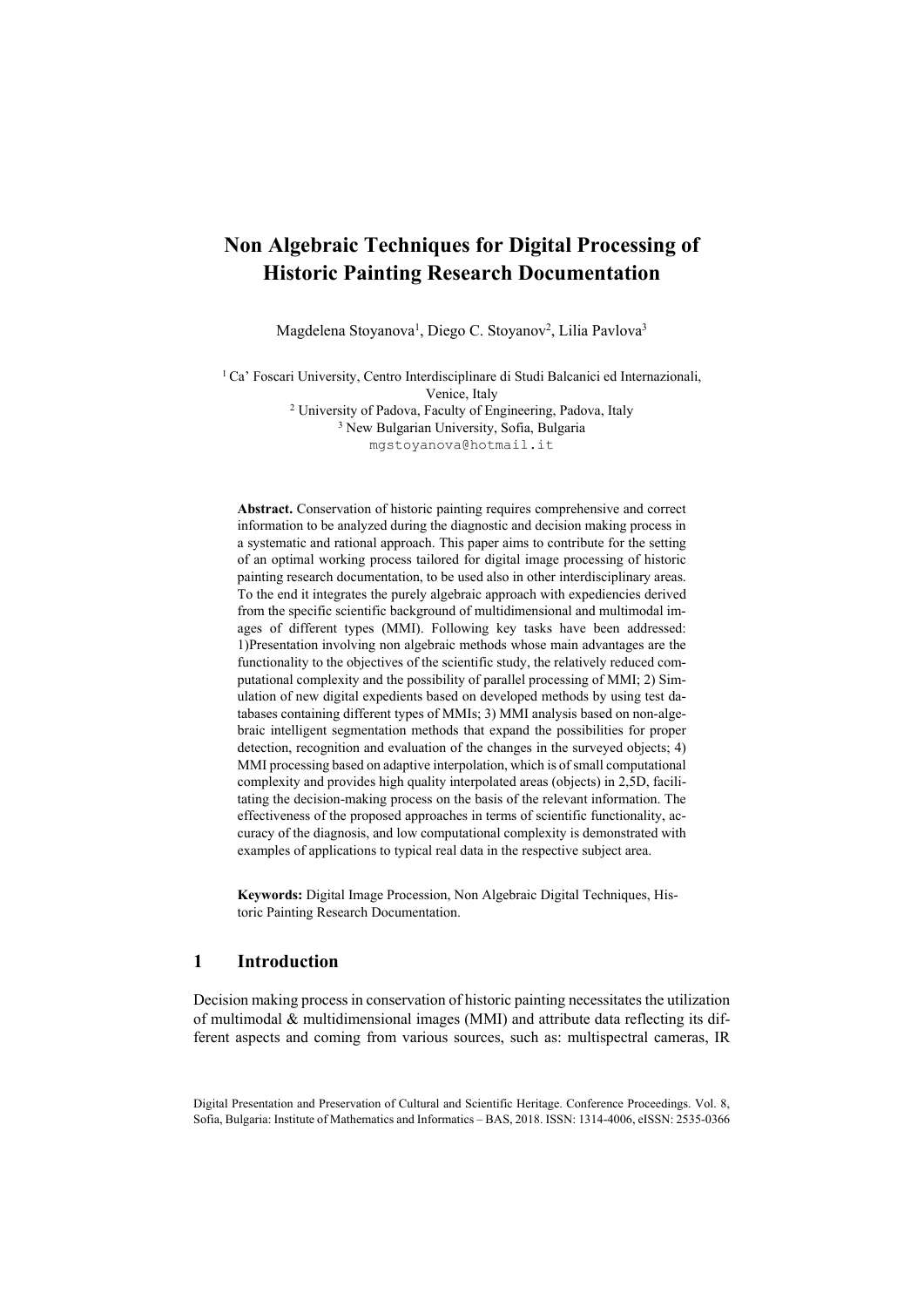# Non Algebraic Techniques for Digital Processing of Historic Painting Research Documentation

Magdelena Stoyanova[1], Diego C. Stoyanov[2], Lilia Pavlova[3]

[1] Ca' Foscari University, Centro Interdisciplinare di Studi Balcanici ed Internazionali, Venice, Italy
[2] University of Padova, Faculty of Engineering, Padova, Italy
[3] New Bulgarian University, Sofia, Bulgaria
mgstoyanova@hotmail.it

**Abstract.** Conservation of historic painting requires comprehensive and correct information to be analyzed during the diagnostic and decision making process in a systematic and rational approach. This paper aims to contribute for the setting of an optimal working process tailored for digital image processing of historic painting research documentation, to be used also in other interdisciplinary areas. To the end it integrates the purely algebraic approach with expediencies derived from the specific scientific background of multidimensional and multimodal images of different types (MMI). Following key tasks have been addressed: 1)Presentation involving non algebraic methods whose main advantages are the functionality to the objectives of the scientific study, the relatively reduced computational complexity and the possibility of parallel processing of MMI; 2) Simulation of new digital expedients based on developed methods by using test databases containing different types of MMIs; 3) MMI analysis based on non-algebraic intelligent segmentation methods that expand the possibilities for proper detection, recognition and evaluation of the changes in the surveyed objects; 4) MMI processing based on adaptive interpolation, which is of small computational complexity and provides high quality interpolated areas (objects) in 2,5D, facilitating the decision-making process on the basis of the relevant information. The effectiveness of the proposed approaches in terms of scientific functionality, accuracy of the diagnosis, and low computational complexity is demonstrated with examples of applications to typical real data in the respective subject area.

**Keywords:** Digital Image Procession, Non Algebraic Digital Techniques, Historic Painting Research Documentation.

## 1 Introduction

Decision making process in conservation of historic painting necessitates the utilization of multimodal & multidimensional images (MMI) and attribute data reflecting its different aspects and coming from various sources, such as: multispectral cameras, IR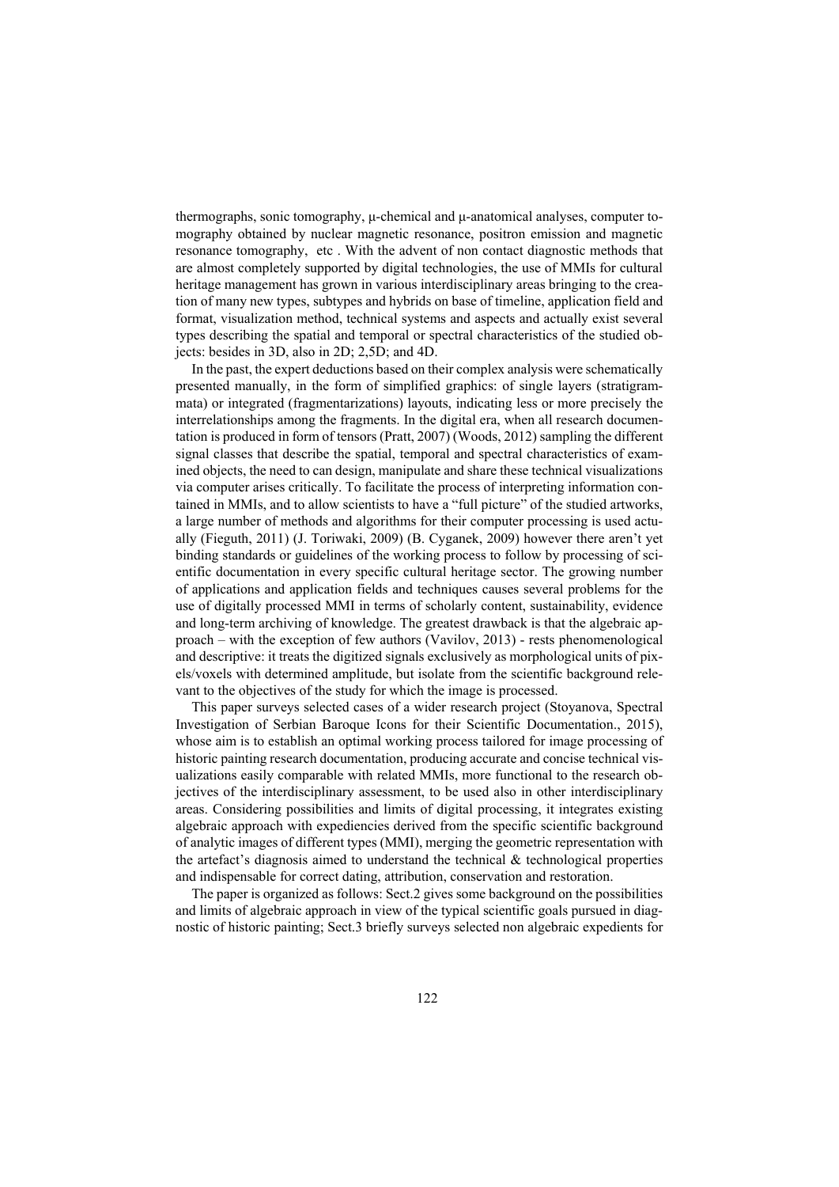thermographs, sonic tomography, μ-chemical and μ-anatomical analyses, computer tomography obtained by nuclear magnetic resonance, positron emission and magnetic resonance tomography, etc . With the advent of non contact diagnostic methods that are almost completely supported by digital technologies, the use of MMIs for cultural heritage management has grown in various interdisciplinary areas bringing to the creation of many new types, subtypes and hybrids on base of timeline, application field and format, visualization method, technical systems and aspects and actually exist several types describing the spatial and temporal or spectral characteristics of the studied objects: besides in 3D, also in 2D; 2,5D; and 4D.

In the past, the expert deductions based on their complex analysis were schematically presented manually, in the form of simplified graphics: of single layers (stratigrammata) or integrated (fragmentarizations) layouts, indicating less or more precisely the interrelationships among the fragments. In the digital era, when all research documentation is produced in form of tensors (Pratt, 2007) (Woods, 2012) sampling the different signal classes that describe the spatial, temporal and spectral characteristics of examined objects, the need to can design, manipulate and share these technical visualizations via computer arises critically. To facilitate the process of interpreting information contained in MMIs, and to allow scientists to have a "full picture" of the studied artworks, a large number of methods and algorithms for their computer processing is used actually (Fieguth, 2011) (J. Toriwaki, 2009) (B. Cyganek, 2009) however there aren't yet binding standards or guidelines of the working process to follow by processing of scientific documentation in every specific cultural heritage sector. The growing number of applications and application fields and techniques causes several problems for the use of digitally processed MMI in terms of scholarly content, sustainability, evidence and long-term archiving of knowledge. The greatest drawback is that the algebraic approach – with the exception of few authors (Vavilov, 2013) - rests phenomenological and descriptive: it treats the digitized signals exclusively as morphological units of pixels/voxels with determined amplitude, but isolate from the scientific background relevant to the objectives of the study for which the image is processed.

This paper surveys selected cases of a wider research project (Stoyanova, Spectral Investigation of Serbian Baroque Icons for their Scientific Documentation., 2015), whose aim is to establish an optimal working process tailored for image processing of historic painting research documentation, producing accurate and concise technical visualizations easily comparable with related MMIs, more functional to the research objectives of the interdisciplinary assessment, to be used also in other interdisciplinary areas. Considering possibilities and limits of digital processing, it integrates existing algebraic approach with expediencies derived from the specific scientific background of analytic images of different types (MMI), merging the geometric representation with the artefact's diagnosis aimed to understand the technical & technological properties and indispensable for correct dating, attribution, conservation and restoration.

The paper is organized as follows: Sect.2 gives some background on the possibilities and limits of algebraic approach in view of the typical scientific goals pursued in diagnostic of historic painting; Sect.3 briefly surveys selected non algebraic expedients for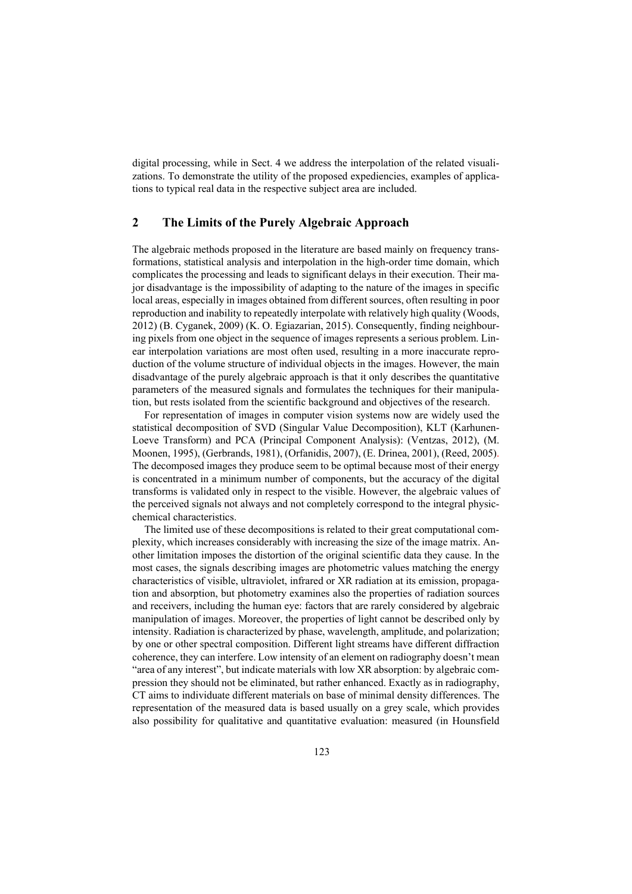digital processing, while in Sect. 4 we address the interpolation of the related visualizations. To demonstrate the utility of the proposed expediencies, examples of applications to typical real data in the respective subject area are included.

## 2 The Limits of the Purely Algebraic Approach

The algebraic methods proposed in the literature are based mainly on frequency transformations, statistical analysis and interpolation in the high-order time domain, which complicates the processing and leads to significant delays in their execution. Their major disadvantage is the impossibility of adapting to the nature of the images in specific local areas, especially in images obtained from different sources, often resulting in poor reproduction and inability to repeatedly interpolate with relatively high quality (Woods, 2012) (B. Cyganek, 2009) (K. O. Egiazarian, 2015). Consequently, finding neighbouring pixels from one object in the sequence of images represents a serious problem. Linear interpolation variations are most often used, resulting in a more inaccurate reproduction of the volume structure of individual objects in the images. However, the main disadvantage of the purely algebraic approach is that it only describes the quantitative parameters of the measured signals and formulates the techniques for their manipulation, but rests isolated from the scientific background and objectives of the research.

For representation of images in computer vision systems now are widely used the statistical decomposition of SVD (Singular Value Decomposition), KLT (Karhunen-Loeve Transform) and PCA (Principal Component Analysis): (Ventzas, 2012), (M. Moonen, 1995), (Gerbrands, 1981), (Orfanidis, 2007), (E. Drinea, 2001), (Reed, 2005). The decomposed images they produce seem to be optimal because most of their energy is concentrated in a minimum number of components, but the accuracy of the digital transforms is validated only in respect to the visible. However, the algebraic values of the perceived signals not always and not completely correspond to the integral physic-chemical characteristics.

The limited use of these decompositions is related to their great computational complexity, which increases considerably with increasing the size of the image matrix. Another limitation imposes the distortion of the original scientific data they cause. In the most cases, the signals describing images are photometric values matching the energy characteristics of visible, ultraviolet, infrared or XR radiation at its emission, propagation and absorption, but photometry examines also the properties of radiation sources and receivers, including the human eye: factors that are rarely considered by algebraic manipulation of images. Moreover, the properties of light cannot be described only by intensity. Radiation is characterized by phase, wavelength, amplitude, and polarization; by one or other spectral composition. Different light streams have different diffraction coherence, they can interfere. Low intensity of an element on radiography doesn't mean "area of any interest", but indicate materials with low XR absorption: by algebraic compression they should not be eliminated, but rather enhanced. Exactly as in radiography, CT aims to individuate different materials on base of minimal density differences. The representation of the measured data is based usually on a grey scale, which provides also possibility for qualitative and quantitative evaluation: measured (in Hounsfield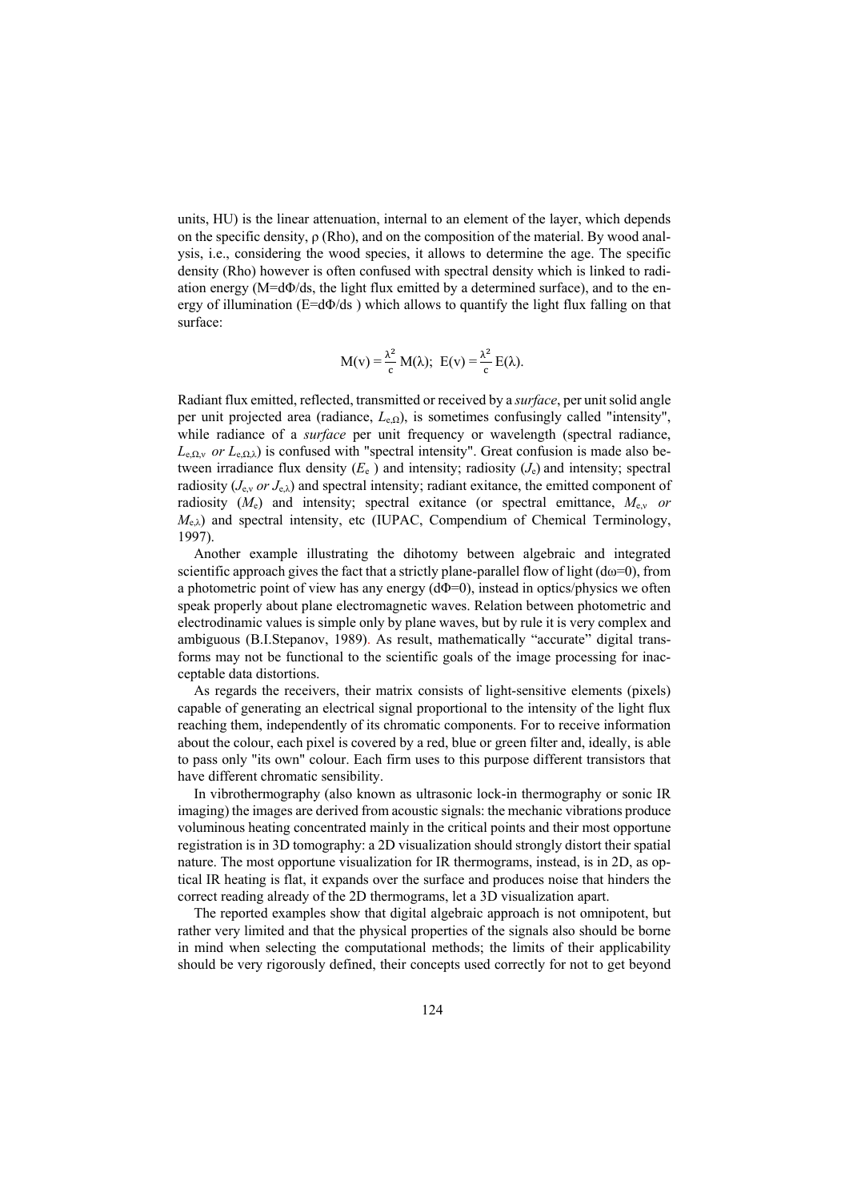units, HU) is the linear attenuation, internal to an element of the layer, which depends on the specific density, ρ (Rho), and on the composition of the material. By wood analysis, i.e., considering the wood species, it allows to determine the age. The specific density (Rho) however is often confused with spectral density which is linked to radiation energy (M=dΦ/ds, the light flux emitted by a determined surface), and to the energy of illumination (E=dΦ/ds ) which allows to quantify the light flux falling on that surface:

$$M(\nu) = \frac{\lambda^2}{c}\, M(\lambda);\;\; E(\nu) = \frac{\lambda^2}{c}\, E(\lambda).$$

Radiant flux emitted, reflected, transmitted or received by a *surface*, per unit solid angle per unit projected area (radiance, $L_{e,\Omega}$), is sometimes confusingly called "intensity", while radiance of a *surface* per unit frequency or wavelength (spectral radiance, $L_{e,\Omega,\nu}$ *or* $L_{e,\Omega,\lambda}$) is confused with "spectral intensity". Great confusion is made also between irradiance flux density ($E_e$ ) and intensity; radiosity ($J_e$) and intensity; spectral radiosity ($J_{e,\nu}$ *or* $J_{e,\lambda}$) and spectral intensity; radiant exitance, the emitted component of radiosity ($M_e$) and intensity; spectral exitance (or spectral emittance, $M_{e,\nu}$ *or* $M_{e,\lambda}$) and spectral intensity, etc (IUPAC, Compendium of Chemical Terminology, 1997).

Another example illustrating the dihotomy between algebraic and integrated scientific approach gives the fact that a strictly plane-parallel flow of light (dω=0), from a photometric point of view has any energy (dΦ=0), instead in optics/physics we often speak properly about plane electromagnetic waves. Relation between photometric and electrodinamic values is simple only by plane waves, but by rule it is very complex and ambiguous (B.I.Stepanov, 1989). As result, mathematically "accurate" digital transforms may not be functional to the scientific goals of the image processing for inacceptable data distortions.

As regards the receivers, their matrix consists of light-sensitive elements (pixels) capable of generating an electrical signal proportional to the intensity of the light flux reaching them, independently of its chromatic components. For to receive information about the colour, each pixel is covered by a red, blue or green filter and, ideally, is able to pass only "its own" colour. Each firm uses to this purpose different transistors that have different chromatic sensibility.

In vibrothermography (also known as ultrasonic lock-in thermography or sonic IR imaging) the images are derived from acoustic signals: the mechanic vibrations produce voluminous heating concentrated mainly in the critical points and their most opportune registration is in 3D tomography: a 2D visualization should strongly distort their spatial nature. The most opportune visualization for IR thermograms, instead, is in 2D, as optical IR heating is flat, it expands over the surface and produces noise that hinders the correct reading already of the 2D thermograms, let a 3D visualization apart.

The reported examples show that digital algebraic approach is not omnipotent, but rather very limited and that the physical properties of the signals also should be borne in mind when selecting the computational methods; the limits of their applicability should be very rigorously defined, their concepts used correctly for not to get beyond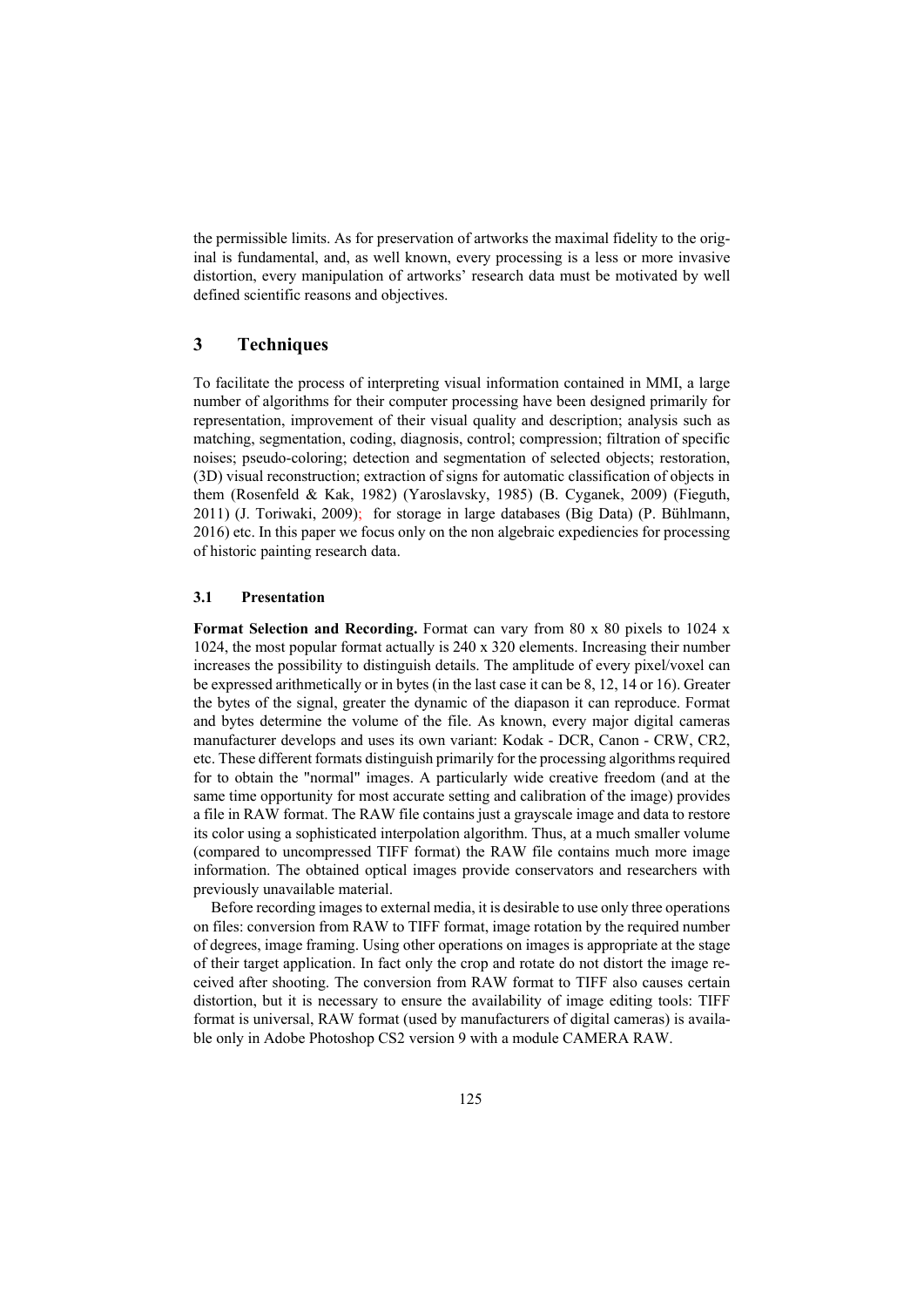the permissible limits. As for preservation of artworks the maximal fidelity to the original is fundamental, and, as well known, every processing is a less or more invasive distortion, every manipulation of artworks' research data must be motivated by well defined scientific reasons and objectives.

## 3 Techniques

To facilitate the process of interpreting visual information contained in MMI, a large number of algorithms for their computer processing have been designed primarily for representation, improvement of their visual quality and description; analysis such as matching, segmentation, coding, diagnosis, control; compression; filtration of specific noises; pseudo-coloring; detection and segmentation of selected objects; restoration, (3D) visual reconstruction; extraction of signs for automatic classification of objects in them (Rosenfeld & Kak, 1982) (Yaroslavsky, 1985) (B. Cyganek, 2009) (Fieguth, 2011) (J. Toriwaki, 2009); for storage in large databases (Big Data) (P. Bühlmann, 2016) etc. In this paper we focus only on the non algebraic expediencies for processing of historic painting research data.

### 3.1 Presentation

**Format Selection and Recording.** Format can vary from 80 x 80 pixels to 1024 x 1024, the most popular format actually is 240 x 320 elements. Increasing their number increases the possibility to distinguish details. The amplitude of every pixel/voxel can be expressed arithmetically or in bytes (in the last case it can be 8, 12, 14 or 16). Greater the bytes of the signal, greater the dynamic of the diapason it can reproduce. Format and bytes determine the volume of the file. As known, every major digital cameras manufacturer develops and uses its own variant: Kodak - DCR, Canon - CRW, CR2, etc. These different formats distinguish primarily for the processing algorithms required for to obtain the "normal" images. A particularly wide creative freedom (and at the same time opportunity for most accurate setting and calibration of the image) provides a file in RAW format. The RAW file contains just a grayscale image and data to restore its color using a sophisticated interpolation algorithm. Thus, at a much smaller volume (compared to uncompressed TIFF format) the RAW file contains much more image information. The obtained optical images provide conservators and researchers with previously unavailable material.

Before recording images to external media, it is desirable to use only three operations on files: conversion from RAW to TIFF format, image rotation by the required number of degrees, image framing. Using other operations on images is appropriate at the stage of their target application. In fact only the crop and rotate do not distort the image received after shooting. The conversion from RAW format to TIFF also causes certain distortion, but it is necessary to ensure the availability of image editing tools: TIFF format is universal, RAW format (used by manufacturers of digital cameras) is available only in Adobe Photoshop CS2 version 9 with a module CAMERA RAW.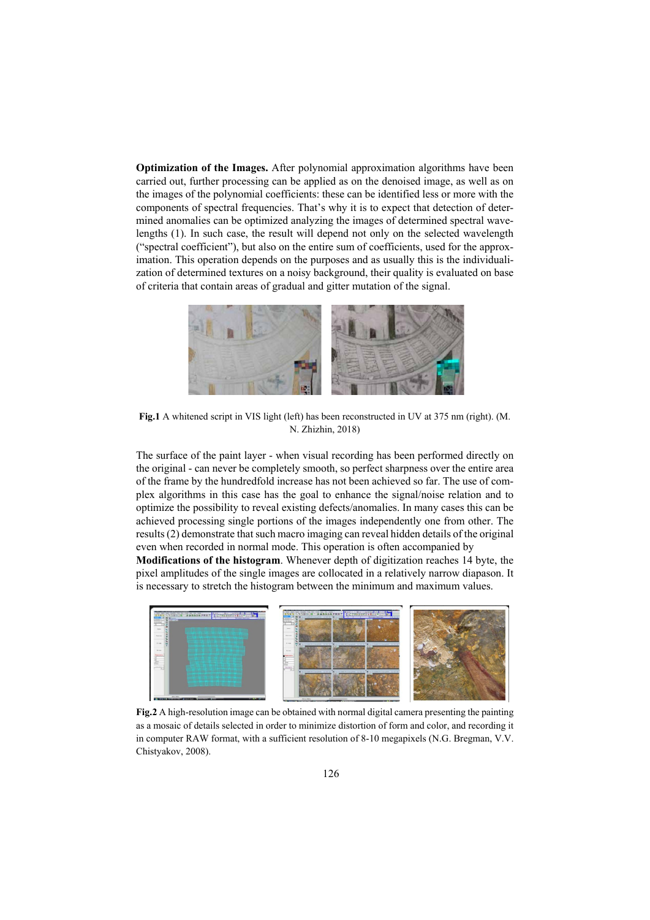**Optimization of the Images.** After polynomial approximation algorithms have been carried out, further processing can be applied as on the denoised image, as well as on the images of the polynomial coefficients: these can be identified less or more with the components of spectral frequencies. That's why it is to expect that detection of determined anomalies can be optimized analyzing the images of determined spectral wavelengths (1). In such case, the result will depend not only on the selected wavelength ("spectral coefficient"), but also on the entire sum of coefficients, used for the approximation. This operation depends on the purposes and as usually this is the individualization of determined textures on a noisy background, their quality is evaluated on base of criteria that contain areas of gradual and gitter mutation of the signal.

**Fig.1** A whitened script in VIS light (left) has been reconstructed in UV at 375 nm (right). (M. N. Zhizhin, 2018)

The surface of the paint layer - when visual recording has been performed directly on the original - can never be completely smooth, so perfect sharpness over the entire area of the frame by the hundredfold increase has not been achieved so far. The use of complex algorithms in this case has the goal to enhance the signal/noise relation and to optimize the possibility to reveal existing defects/anomalies. In many cases this can be achieved processing single portions of the images independently one from other. The results (2) demonstrate that such macro imaging can reveal hidden details of the original even when recorded in normal mode. This operation is often accompanied by

**Modifications of the histogram**. Whenever depth of digitization reaches 14 byte, the pixel amplitudes of the single images are collocated in a relatively narrow diapason. It is necessary to stretch the histogram between the minimum and maximum values.

**Fig.2** A high-resolution image can be obtained with normal digital camera presenting the painting as a mosaic of details selected in order to minimize distortion of form and color, and recording it in computer RAW format, with a sufficient resolution of 8-10 megapixels (N.G. Bregman, V.V. Chistyakov, 2008).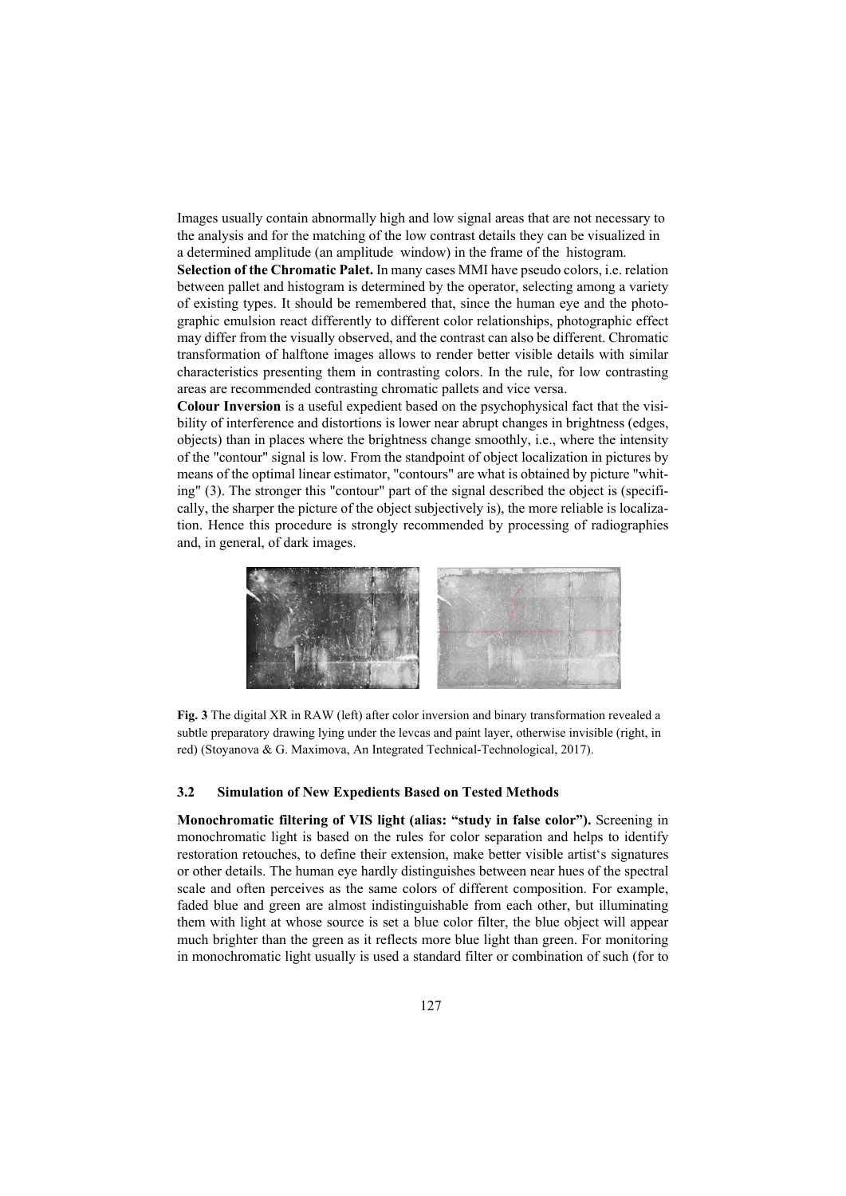Images usually contain abnormally high and low signal areas that are not necessary to the analysis and for the matching of the low contrast details they can be visualized in a determined amplitude (an amplitude window) in the frame of the histogram.

**Selection of the Chromatic Palet.** In many cases MMI have pseudo colors, i.e. relation between pallet and histogram is determined by the operator, selecting among a variety of existing types. It should be remembered that, since the human eye and the photographic emulsion react differently to different color relationships, photographic effect may differ from the visually observed, and the contrast can also be different. Chromatic transformation of halftone images allows to render better visible details with similar characteristics presenting them in contrasting colors. In the rule, for low contrasting areas are recommended contrasting chromatic pallets and vice versa.

**Colour Inversion** is a useful expedient based on the psychophysical fact that the visibility of interference and distortions is lower near abrupt changes in brightness (edges, objects) than in places where the brightness change smoothly, i.e., where the intensity of the "contour" signal is low. From the standpoint of object localization in pictures by means of the optimal linear estimator, "contours" are what is obtained by picture "whiting" (3). The stronger this "contour" part of the signal described the object is (specifically, the sharper the picture of the object subjectively is), the more reliable is localization. Hence this procedure is strongly recommended by processing of radiographies and, in general, of dark images.

**Fig. 3** The digital XR in RAW (left) after color inversion and binary transformation revealed a subtle preparatory drawing lying under the levcas and paint layer, otherwise invisible (right, in red) (Stoyanova & G. Maximova, An Integrated Technical-Technological, 2017).

### 3.2 Simulation of New Expedients Based on Tested Methods

**Monochromatic filtering of VIS light (alias: "study in false color").** Screening in monochromatic light is based on the rules for color separation and helps to identify restoration retouches, to define their extension, make better visible artist's signatures or other details. The human eye hardly distinguishes between near hues of the spectral scale and often perceives as the same colors of different composition. For example, faded blue and green are almost indistinguishable from each other, but illuminating them with light at whose source is set a blue color filter, the blue object will appear much brighter than the green as it reflects more blue light than green. For monitoring in monochromatic light usually is used a standard filter or combination of such (for to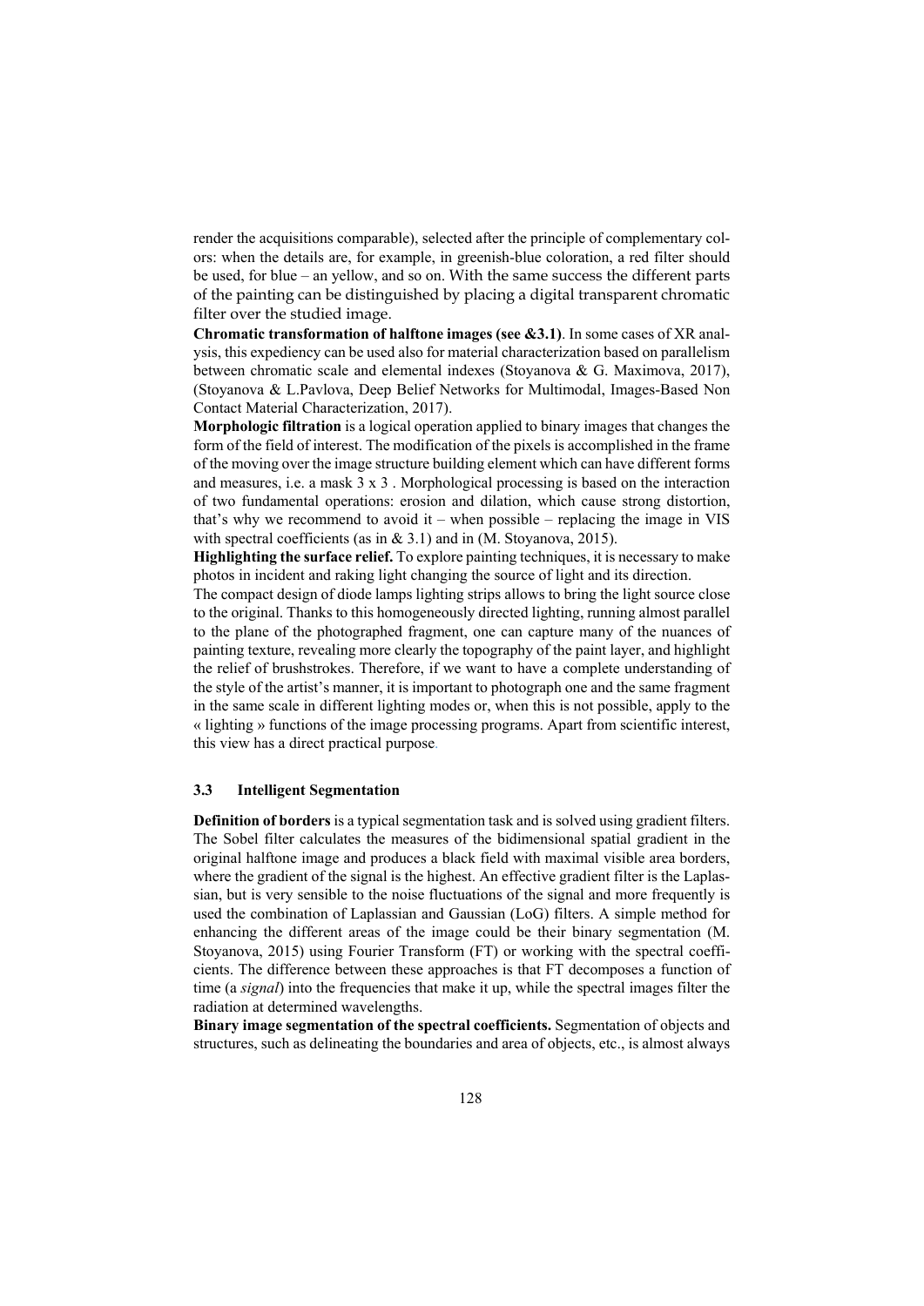render the acquisitions comparable), selected after the principle of complementary colors: when the details are, for example, in greenish-blue coloration, a red filter should be used, for blue – an yellow, and so on. With the same success the different parts of the painting can be distinguished by placing a digital transparent chromatic filter over the studied image.

**Chromatic transformation of halftone images (see &3.1)**. In some cases of XR analysis, this expediency can be used also for material characterization based on parallelism between chromatic scale and elemental indexes (Stoyanova & G. Maximova, 2017), (Stoyanova & L.Pavlova, Deep Belief Networks for Multimodal, Images-Based Non Contact Material Characterization, 2017).

**Morphologic filtration** is a logical operation applied to binary images that changes the form of the field of interest. The modification of the pixels is accomplished in the frame of the moving over the image structure building element which can have different forms and measures, i.e. a mask 3 x 3 . Morphological processing is based on the interaction of two fundamental operations: erosion and dilation, which cause strong distortion, that's why we recommend to avoid it – when possible – replacing the image in VIS with spectral coefficients (as in & 3.1) and in (M. Stoyanova, 2015).

**Highlighting the surface relief.** To explore painting techniques, it is necessary to make photos in incident and raking light changing the source of light and its direction.

The compact design of diode lamps lighting strips allows to bring the light source close to the original. Thanks to this homogeneously directed lighting, running almost parallel to the plane of the photographed fragment, one can capture many of the nuances of painting texture, revealing more clearly the topography of the paint layer, and highlight the relief of brushstrokes. Therefore, if we want to have a complete understanding of the style of the artist's manner, it is important to photograph one and the same fragment in the same scale in different lighting modes or, when this is not possible, apply to the « lighting » functions of the image processing programs. Apart from scientific interest, this view has a direct practical purpose.

### 3.3 Intelligent Segmentation

**Definition of borders** is a typical segmentation task and is solved using gradient filters. The Sobel filter calculates the measures of the bidimensional spatial gradient in the original halftone image and produces a black field with maximal visible area borders, where the gradient of the signal is the highest. An effective gradient filter is the Laplassian, but is very sensible to the noise fluctuations of the signal and more frequently is used the combination of Laplassian and Gaussian (LoG) filters. A simple method for enhancing the different areas of the image could be their binary segmentation (M. Stoyanova, 2015) using Fourier Transform (FT) or working with the spectral coefficients. The difference between these approaches is that FT decomposes a function of time (a *signal*) into the frequencies that make it up, while the spectral images filter the radiation at determined wavelengths.

**Binary image segmentation of the spectral coefficients.** Segmentation of objects and structures, such as delineating the boundaries and area of objects, etc., is almost always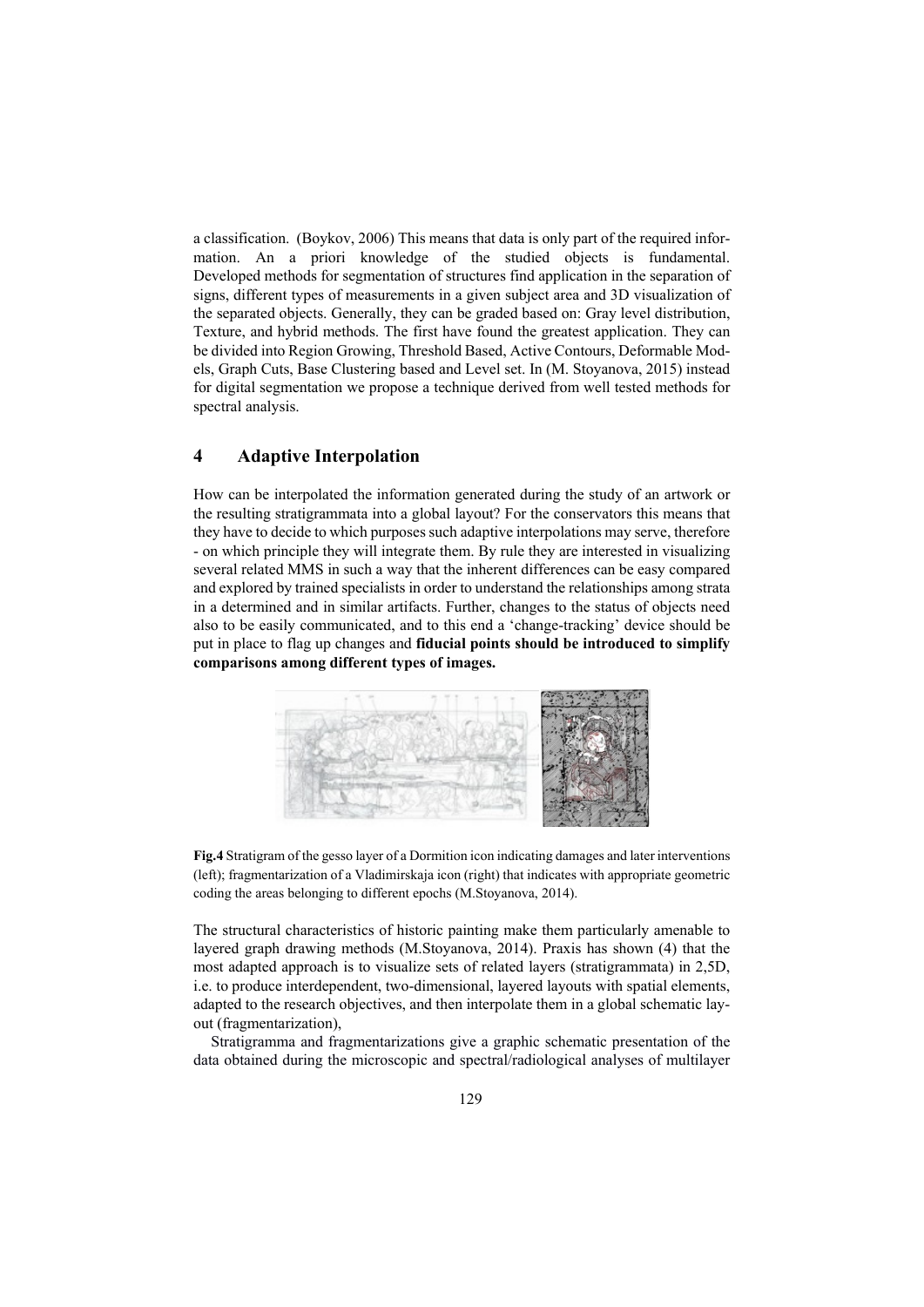a classification. (Boykov, 2006) This means that data is only part of the required information. An a priori knowledge of the studied objects is fundamental. Developed methods for segmentation of structures find application in the separation of signs, different types of measurements in a given subject area and 3D visualization of the separated objects. Generally, they can be graded based on: Gray level distribution, Texture, and hybrid methods. The first have found the greatest application. They can be divided into Region Growing, Threshold Based, Active Contours, Deformable Models, Graph Cuts, Base Clustering based and Level set. In (M. Stoyanova, 2015) instead for digital segmentation we propose a technique derived from well tested methods for spectral analysis.

## 4 Adaptive Interpolation

How can be interpolated the information generated during the study of an artwork or the resulting stratigrammata into a global layout? For the conservators this means that they have to decide to which purposes such adaptive interpolations may serve, therefore - on which principle they will integrate them. By rule they are interested in visualizing several related MMS in such a way that the inherent differences can be easy compared and explored by trained specialists in order to understand the relationships among strata in a determined and in similar artifacts. Further, changes to the status of objects need also to be easily communicated, and to this end a 'change-tracking' device should be put in place to flag up changes and **fiducial points should be introduced to simplify comparisons among different types of images.**

**Fig.4** Stratigram of the gesso layer of a Dormition icon indicating damages and later interventions (left); fragmentarization of a Vladimirskaja icon (right) that indicates with appropriate geometric coding the areas belonging to different epochs (M.Stoyanova, 2014).

The structural characteristics of historic painting make them particularly amenable to layered graph drawing methods (M.Stoyanova, 2014). Praxis has shown (4) that the most adapted approach is to visualize sets of related layers (stratigrammata) in 2,5D, i.e. to produce interdependent, two-dimensional, layered layouts with spatial elements, adapted to the research objectives, and then interpolate them in a global schematic layout (fragmentarization),

Stratigramma and fragmentarizations give a graphic schematic presentation of the data obtained during the microscopic and spectral/radiological analyses of multilayer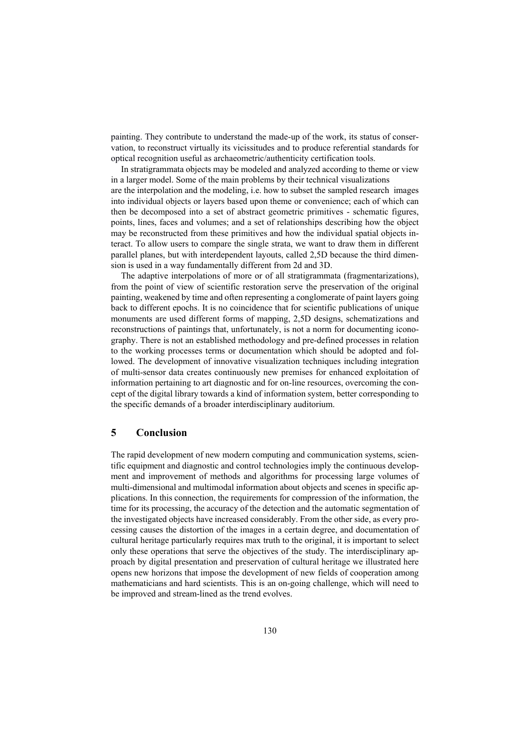painting. They contribute to understand the made-up of the work, its status of conservation, to reconstruct virtually its vicissitudes and to produce referential standards for optical recognition useful as archaeometric/authenticity certification tools.

In stratigrammata objects may be modeled and analyzed according to theme or view in a larger model. Some of the main problems by their technical visualizations are the interpolation and the modeling, i.e. how to subset the sampled research images into individual objects or layers based upon theme or convenience; each of which can then be decomposed into a set of abstract geometric primitives - schematic figures, points, lines, faces and volumes; and a set of relationships describing how the object may be reconstructed from these primitives and how the individual spatial objects interact. To allow users to compare the single strata, we want to draw them in different parallel planes, but with interdependent layouts, called 2,5D because the third dimension is used in a way fundamentally different from 2d and 3D.

The adaptive interpolations of more or of all stratigrammata (fragmentarizations), from the point of view of scientific restoration serve the preservation of the original painting, weakened by time and often representing a conglomerate of paint layers going back to different epochs. It is no coincidence that for scientific publications of unique monuments are used different forms of mapping, 2,5D designs, schematizations and reconstructions of paintings that, unfortunately, is not a norm for documenting iconography. There is not an established methodology and pre-defined processes in relation to the working processes terms or documentation which should be adopted and followed. The development of innovative visualization techniques including integration of multi-sensor data creates continuously new premises for enhanced exploitation of information pertaining to art diagnostic and for on-line resources, overcoming the concept of the digital library towards a kind of information system, better corresponding to the specific demands of a broader interdisciplinary auditorium.

## 5 Conclusion

The rapid development of new modern computing and communication systems, scientific equipment and diagnostic and control technologies imply the continuous development and improvement of methods and algorithms for processing large volumes of multi-dimensional and multimodal information about objects and scenes in specific applications. In this connection, the requirements for compression of the information, the time for its processing, the accuracy of the detection and the automatic segmentation of the investigated objects have increased considerably. From the other side, as every processing causes the distortion of the images in a certain degree, and documentation of cultural heritage particularly requires max truth to the original, it is important to select only these operations that serve the objectives of the study. The interdisciplinary approach by digital presentation and preservation of cultural heritage we illustrated here opens new horizons that impose the development of new fields of cooperation among mathematicians and hard scientists. This is an on-going challenge, which will need to be improved and stream-lined as the trend evolves.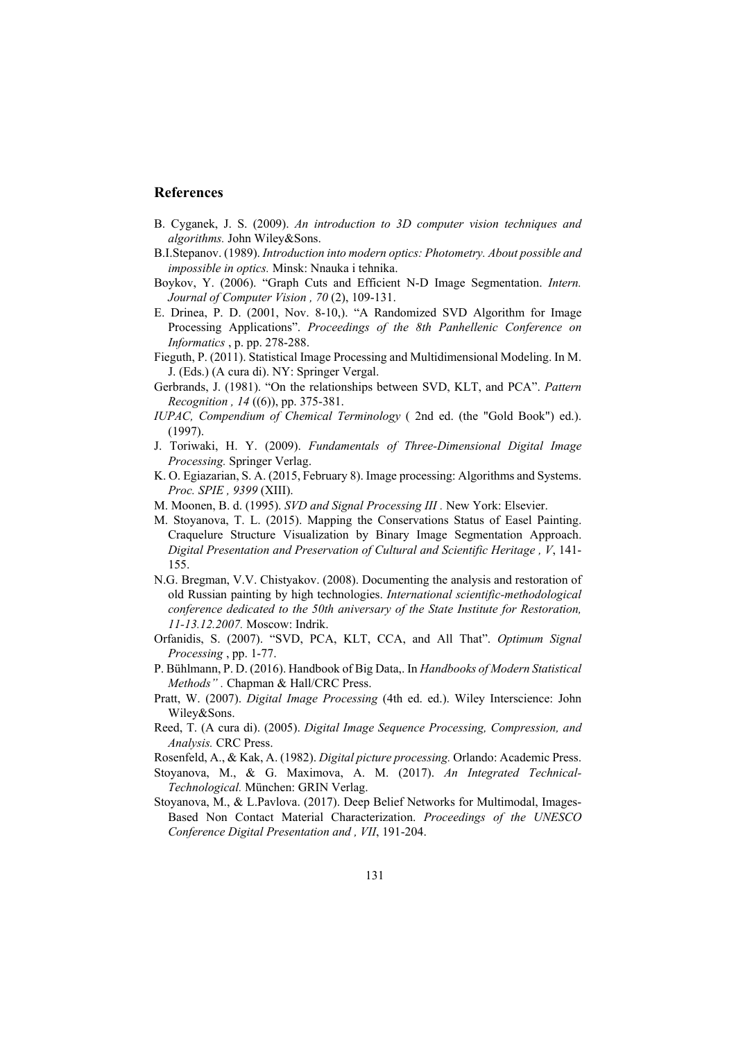## References

B. Cyganek, J. S. (2009). *An introduction to 3D computer vision techniques and algorithms.* John Wiley&Sons.

B.I.Stepanov. (1989). *Introduction into modern optics: Photometry. About possible and impossible in optics.* Minsk: Nnauka i tehnika.

Boykov, Y. (2006). "Graph Cuts and Efficient N-D Image Segmentation. *Intern. Journal of Computer Vision , 70* (2), 109-131.

E. Drinea, P. D. (2001, Nov. 8-10,). "A Randomized SVD Algorithm for Image Processing Applications". *Proceedings of the 8th Panhellenic Conference on Informatics* , p. pp. 278-288.

Fieguth, P. (2011). Statistical Image Processing and Multidimensional Modeling. In M. J. (Eds.) (A cura di). NY: Springer Vergal.

Gerbrands, J. (1981). "On the relationships between SVD, KLT, and PCA". *Pattern Recognition , 14* ((6)), pp. 375-381.

*IUPAC, Compendium of Chemical Terminology* ( 2nd ed. (the "Gold Book") ed.). (1997).

J. Toriwaki, H. Y. (2009). *Fundamentals of Three-Dimensional Digital Image Processing.* Springer Verlag.

K. O. Egiazarian, S. A. (2015, February 8). Image processing: Algorithms and Systems. *Proc. SPIE , 9399* (XIII).

M. Moonen, B. d. (1995). *SVD and Signal Processing III .* New York: Elsevier.

M. Stoyanova, T. L. (2015). Mapping the Conservations Status of Easel Painting. Craquelure Structure Visualization by Binary Image Segmentation Approach. *Digital Presentation and Preservation of Cultural and Scientific Heritage , V*, 141-155.

N.G. Bregman, V.V. Chistyakov. (2008). Documenting the analysis and restoration of old Russian painting by high technologies. *International scientific-methodological conference dedicated to the 50th aniversary of the State Institute for Restoration, 11-13.12.2007.* Moscow: Indrik.

Orfanidis, S. (2007). "SVD, PCA, KLT, CCA, and All That". *Optimum Signal Processing* , pp. 1-77.

P. Bühlmann, P. D. (2016). Handbook of Big Data,. In *Handbooks of Modern Statistical Methods" .* Chapman & Hall/CRC Press.

Pratt, W. (2007). *Digital Image Processing* (4th ed. ed.). Wiley Interscience: John Wiley&Sons.

Reed, T. (A cura di). (2005). *Digital Image Sequence Processing, Compression, and Analysis.* CRC Press.

Rosenfeld, A., & Kak, A. (1982). *Digital picture processing.* Orlando: Academic Press.

Stoyanova, M., & G. Maximova, A. M. (2017). *An Integrated Technical-Technological.* München: GRIN Verlag.

Stoyanova, M., & L.Pavlova. (2017). Deep Belief Networks for Multimodal, Images-Based Non Contact Material Characterization. *Proceedings of the UNESCO Conference Digital Presentation and , VII*, 191-204.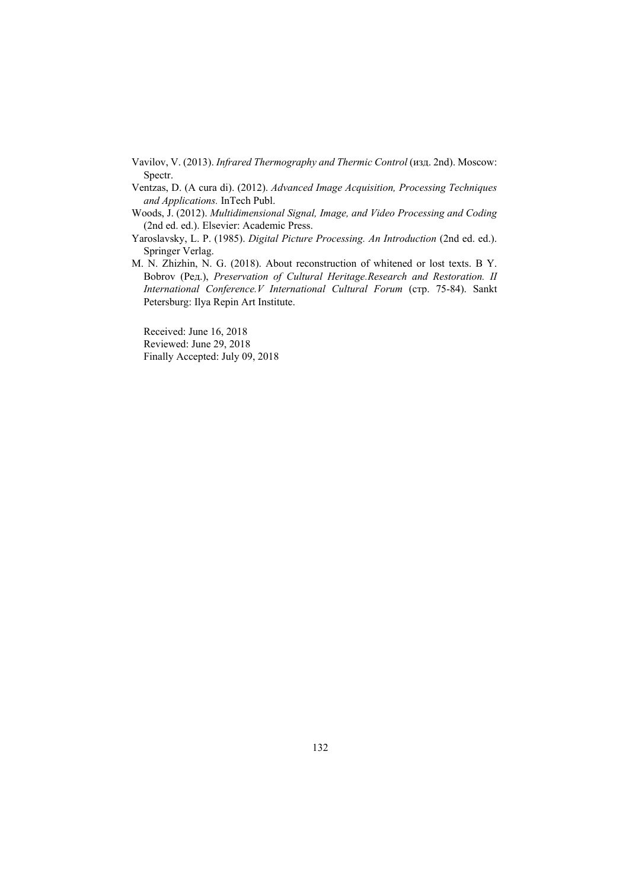Vavilov, V. (2013). *Infrared Thermography and Thermic Control* (изд. 2nd). Moscow: Spectr.

Ventzas, D. (A cura di). (2012). *Advanced Image Acquisition, Processing Techniques and Applications.* InTech Publ.

Woods, J. (2012). *Multidimensional Signal, Image, and Video Processing and Coding* (2nd ed. ed.). Elsevier: Academic Press.

Yaroslavsky, L. P. (1985). *Digital Picture Processing. An Introduction* (2nd ed. ed.). Springer Verlag.

M. N. Zhizhin, N. G. (2018). About reconstruction of whitened or lost texts. В Y. Bobrov (Ред.), *Preservation of Cultural Heritage.Research and Restoration. II International Conference.V International Cultural Forum* (стр. 75-84). Sankt Petersburg: Ilya Repin Art Institute.

Received: June 16, 2018
Reviewed: June 29, 2018
Finally Accepted: July 09, 2018